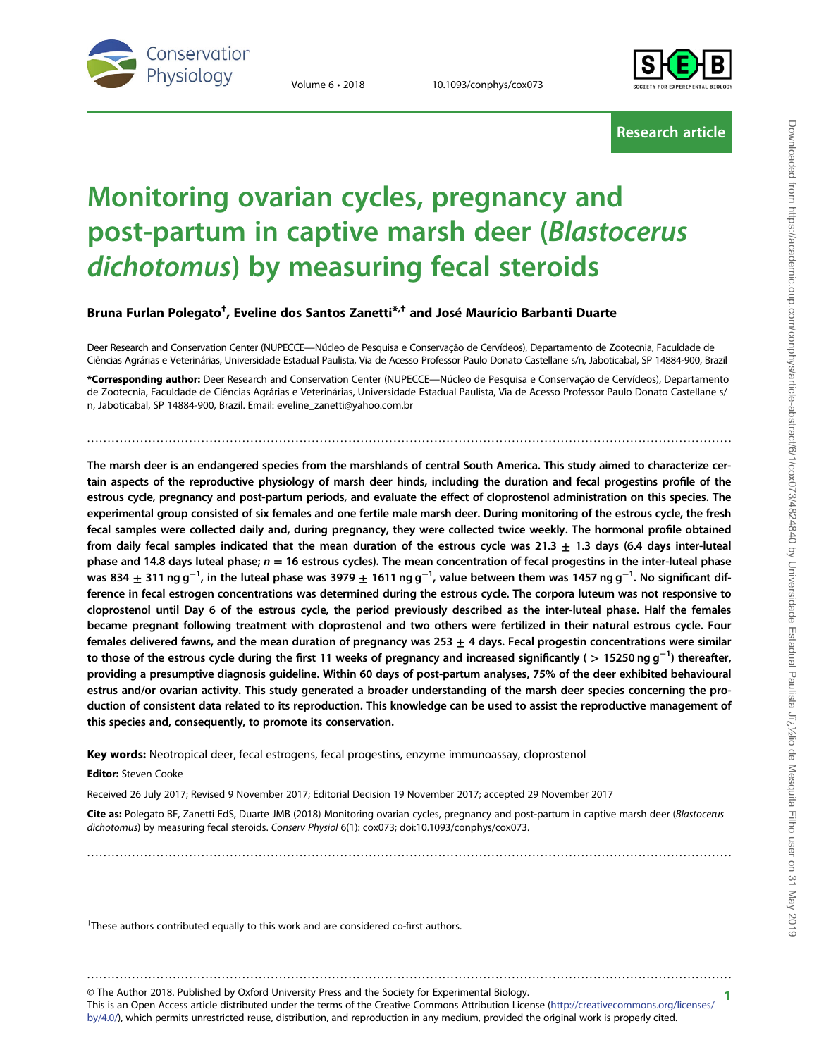Research article

# Monitoring ovarian cycles, pregnancy and post-partum in captive marsh deer (*Blastocerus dichotomus*) by measuring fecal steroids

**Bruna Furlan Polegato[†], Eveline dos Santos Zanetti[*,†] and José Maurício Barbanti Duarte**

Deer Research and Conservation Center (NUPECCE—Núcleo de Pesquisa e Conservação de Cervídeos), Departamento de Zootecnia, Faculdade de Ciências Agrárias e Veterinárias, Universidade Estadual Paulista, Via de Acesso Professor Paulo Donato Castellane s/n, Jaboticabal, SP 14884-900, Brazil

***Corresponding author:** Deer Research and Conservation Center (NUPECCE—Núcleo de Pesquisa e Conservação de Cervídeos), Departamento de Zootecnia, Faculdade de Ciências Agrárias e Veterinárias, Universidade Estadual Paulista, Via de Acesso Professor Paulo Donato Castellane s/n, Jaboticabal, SP 14884-900, Brazil. Email: eveline_zanetti@yahoo.com.br

**The marsh deer is an endangered species from the marshlands of central South America. This study aimed to characterize certain aspects of the reproductive physiology of marsh deer hinds, including the duration and fecal progestins profile of the estrous cycle, pregnancy and post-partum periods, and evaluate the effect of cloprostenol administration on this species. The experimental group consisted of six females and one fertile male marsh deer. During monitoring of the estrous cycle, the fresh fecal samples were collected daily and, during pregnancy, they were collected twice weekly. The hormonal profile obtained from daily fecal samples indicated that the mean duration of the estrous cycle was 21.3 ± 1.3 days (6.4 days inter-luteal phase and 14.8 days luteal phase; $n = 16$ estrous cycles). The mean concentration of fecal progestins in the inter-luteal phase was 834 ± 311 ng g$^{-1}$, in the luteal phase was 3979 ± 1611 ng g$^{-1}$, value between them was 1457 ng g$^{-1}$. No significant difference in fecal estrogen concentrations was determined during the estrous cycle. The corpora luteum was not responsive to cloprostenol until Day 6 of the estrous cycle, the period previously described as the inter-luteal phase. Half the females became pregnant following treatment with cloprostenol and two others were fertilized in their natural estrous cycle. Four females delivered fawns, and the mean duration of pregnancy was 253 ± 4 days. Fecal progestin concentrations were similar to those of the estrous cycle during the first 11 weeks of pregnancy and increased significantly ( > 15250 ng g$^{-1}$) thereafter, providing a presumptive diagnosis guideline. Within 60 days of post-partum analyses, 75% of the deer exhibited behavioural estrus and/or ovarian activity. This study generated a broader understanding of the marsh deer species concerning the production of consistent data related to its reproduction. This knowledge can be used to assist the reproductive management of this species and, consequently, to promote its conservation.**

**Key words:** Neotropical deer, fecal estrogens, fecal progestins, enzyme immunoassay, cloprostenol

**Editor:** Steven Cooke

Received 26 July 2017; Revised 9 November 2017; Editorial Decision 19 November 2017; accepted 29 November 2017

**Cite as:** Polegato BF, Zanetti EdS, Duarte JMB (2018) Monitoring ovarian cycles, pregnancy and post-partum in captive marsh deer (*Blastocerus dichotomus*) by measuring fecal steroids. *Conserv Physiol* 6(1): cox073; doi:10.1093/conphys/cox073.

[†]These authors contributed equally to this work and are considered co-first authors.

© The Author 2018. Published by Oxford University Press and the Society for Experimental Biology.
This is an Open Access article distributed under the terms of the Creative Commons Attribution License (http://creativecommons.org/licenses/by/4.0/), which permits unrestricted reuse, distribution, and reproduction in any medium, provided the original work is properly cited.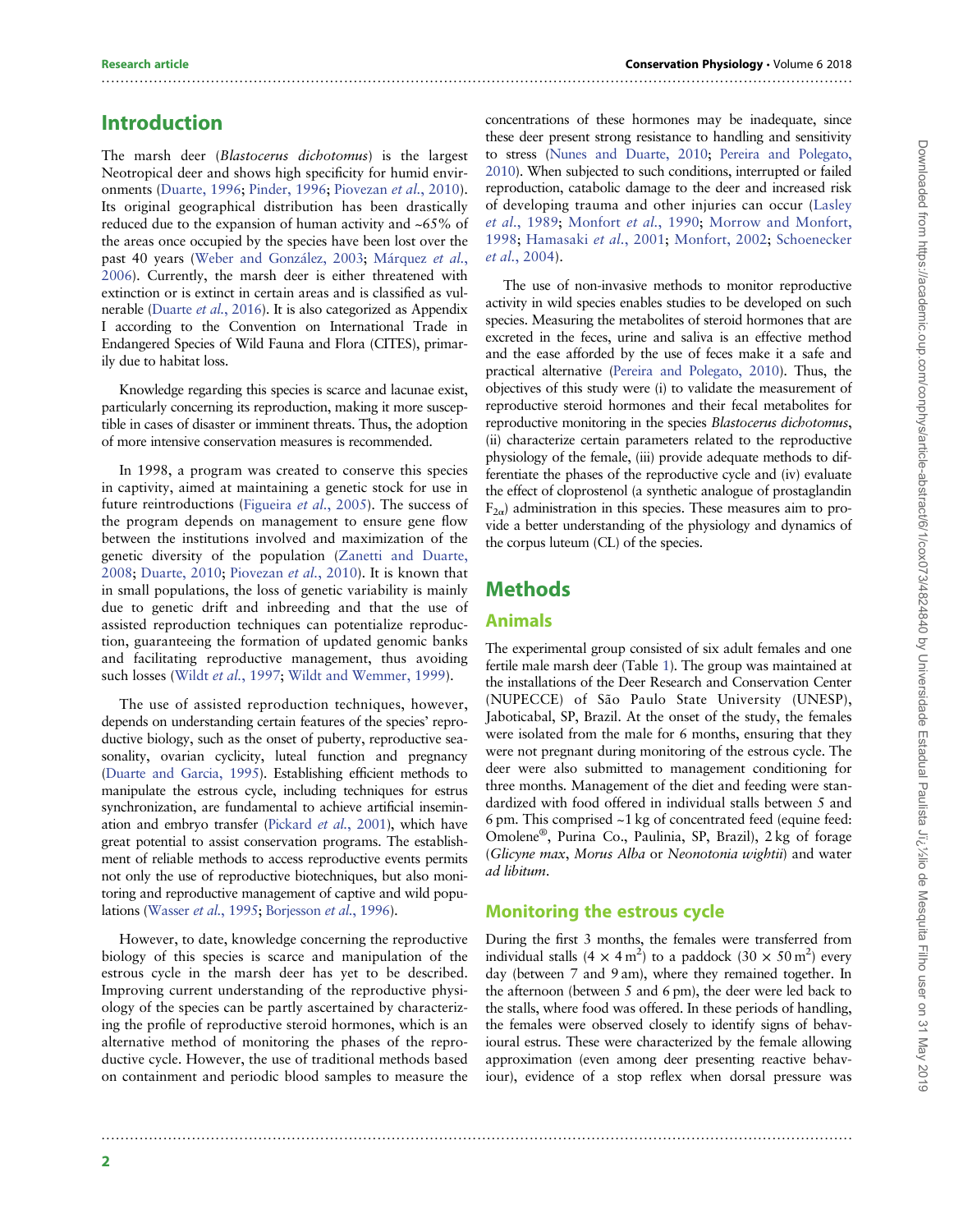## Introduction

The marsh deer (*Blastocerus dichotomus*) is the largest Neotropical deer and shows high specificity for humid environments (Duarte, 1996; Pinder, 1996; Piovezan *et al.*, 2010). Its original geographical distribution has been drastically reduced due to the expansion of human activity and ~65% of the areas once occupied by the species have been lost over the past 40 years (Weber and González, 2003; Márquez *et al.*, 2006). Currently, the marsh deer is either threatened with extinction or is extinct in certain areas and is classified as vulnerable (Duarte *et al.*, 2016). It is also categorized as Appendix I according to the Convention on International Trade in Endangered Species of Wild Fauna and Flora (CITES), primarily due to habitat loss.

Knowledge regarding this species is scarce and lacunae exist, particularly concerning its reproduction, making it more susceptible in cases of disaster or imminent threats. Thus, the adoption of more intensive conservation measures is recommended.

In 1998, a program was created to conserve this species in captivity, aimed at maintaining a genetic stock for use in future reintroductions (Figueira *et al.*, 2005). The success of the program depends on management to ensure gene flow between the institutions involved and maximization of the genetic diversity of the population (Zanetti and Duarte, 2008; Duarte, 2010; Piovezan *et al.*, 2010). It is known that in small populations, the loss of genetic variability is mainly due to genetic drift and inbreeding and that the use of assisted reproduction techniques can potentialize reproduction, guaranteeing the formation of updated genomic banks and facilitating reproductive management, thus avoiding such losses (Wildt *et al.*, 1997; Wildt and Wemmer, 1999).

The use of assisted reproduction techniques, however, depends on understanding certain features of the species' reproductive biology, such as the onset of puberty, reproductive seasonality, ovarian cyclicity, luteal function and pregnancy (Duarte and Garcia, 1995). Establishing efficient methods to manipulate the estrous cycle, including techniques for estrus synchronization, are fundamental to achieve artificial insemination and embryo transfer (Pickard *et al.*, 2001), which have great potential to assist conservation programs. The establishment of reliable methods to access reproductive events permits not only the use of reproductive biotechniques, but also monitoring and reproductive management of captive and wild populations (Wasser *et al.*, 1995; Borjesson *et al.*, 1996).

However, to date, knowledge concerning the reproductive biology of this species is scarce and manipulation of the estrous cycle in the marsh deer has yet to be described. Improving current understanding of the reproductive physiology of the species can be partly ascertained by characterizing the profile of reproductive steroid hormones, which is an alternative method of monitoring the phases of the reproductive cycle. However, the use of traditional methods based on containment and periodic blood samples to measure the concentrations of these hormones may be inadequate, since these deer present strong resistance to handling and sensitivity to stress (Nunes and Duarte, 2010; Pereira and Polegato, 2010). When subjected to such conditions, interrupted or failed reproduction, catabolic damage to the deer and increased risk of developing trauma and other injuries can occur (Lasley *et al.*, 1989; Monfort *et al.*, 1990; Morrow and Monfort, 1998; Hamasaki *et al.*, 2001; Monfort, 2002; Schoenecker *et al.*, 2004).

The use of non-invasive methods to monitor reproductive activity in wild species enables studies to be developed on such species. Measuring the metabolites of steroid hormones that are excreted in the feces, urine and saliva is an effective method and the ease afforded by the use of feces make it a safe and practical alternative (Pereira and Polegato, 2010). Thus, the objectives of this study were (i) to validate the measurement of reproductive steroid hormones and their fecal metabolites for reproductive monitoring in the species *Blastocerus dichotomus*, (ii) characterize certain parameters related to the reproductive physiology of the female, (iii) provide adequate methods to differentiate the phases of the reproductive cycle and (iv) evaluate the effect of cloprostenol (a synthetic analogue of prostaglandin $F_{2\alpha}$) administration in this species. These measures aim to provide a better understanding of the physiology and dynamics of the corpus luteum (CL) of the species.

## Methods

### Animals

The experimental group consisted of six adult females and one fertile male marsh deer (Table 1). The group was maintained at the installations of the Deer Research and Conservation Center (NUPECCE) of São Paulo State University (UNESP), Jaboticabal, SP, Brazil. At the onset of the study, the females were isolated from the male for 6 months, ensuring that they were not pregnant during monitoring of the estrous cycle. The deer were also submitted to management conditioning for three months. Management of the diet and feeding were standardized with food offered in individual stalls between 5 and 6 pm. This comprised ~1 kg of concentrated feed (equine feed: Omolene®, Purina Co., Paulinia, SP, Brazil), 2 kg of forage (*Glicyne max*, *Morus Alba* or *Neonotonia wightii*) and water *ad libitum*.

### Monitoring the estrous cycle

During the first 3 months, the females were transferred from individual stalls ($4 \times 4\,m^2$) to a paddock ($30 \times 50\,m^2$) every day (between 7 and 9 am), where they remained together. In the afternoon (between 5 and 6 pm), the deer were led back to the stalls, where food was offered. In these periods of handling, the females were observed closely to identify signs of behavioural estrus. These were characterized by the female allowing approximation (even among deer presenting reactive behaviour), evidence of a stop reflex when dorsal pressure was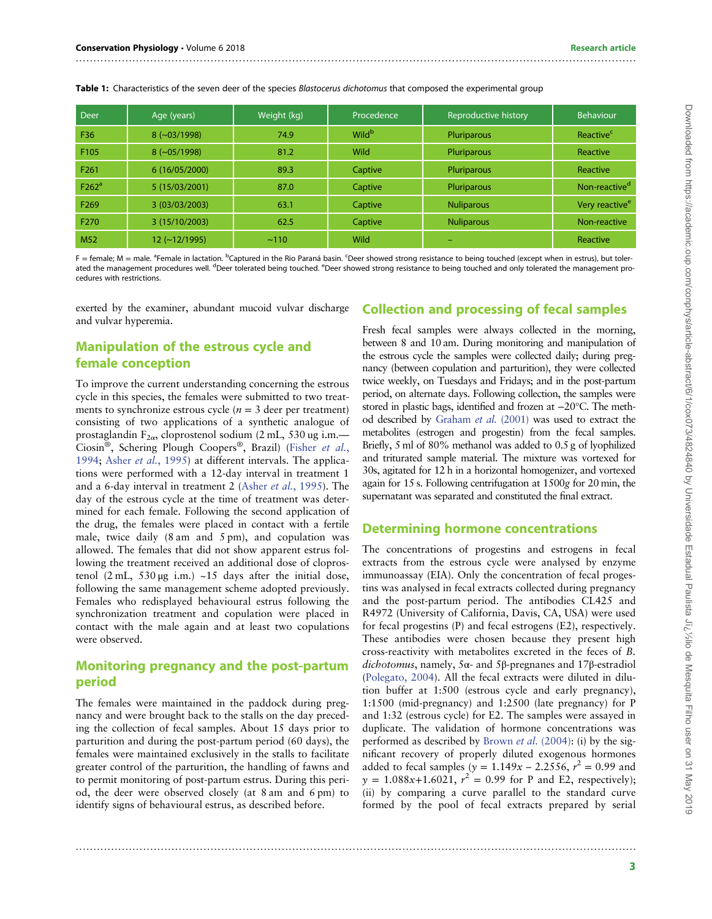**Table 1:** Characteristics of the seven deer of the species *Blastocerus dichotomus* that composed the experimental group

| Deer | Age (years) | Weight (kg) | Procedence | Reproductive history | Behaviour |
|---|---|---|---|---|---|
| F36 | 8 (~03/1998) | 74.9 | Wild[b] | Pluriparous | Reactive[c] |
| F105 | 8 (~05/1998) | 81.2 | Wild | Pluriparous | Reactive |
| F261 | 6 (16/05/2000) | 89.3 | Captive | Pluriparous | Reactive |
| F262[a] | 5 (15/03/2001) | 87.0 | Captive | Pluriparous | Non-reactive[d] |
| F269 | 3 (03/03/2003) | 63.1 | Captive | Nuliparous | Very reactive[e] |
| F270 | 3 (15/10/2003) | 62.5 | Captive | Nuliparous | Non-reactive |
| M52 | 12 (~12/1995) | ~110 | Wild | – | Reactive |

F = female; M = male. [a]Female in lactation. [b]Captured in the Rio Paraná basin. [c]Deer showed strong resistance to being touched (except when in estrus), but tolerated the management procedures well. [d]Deer tolerated being touched. [e]Deer showed strong resistance to being touched and only tolerated the management procedures with restrictions.

exerted by the examiner, abundant mucoid vulvar discharge and vulvar hyperemia.

## Manipulation of the estrous cycle and female conception

To improve the current understanding concerning the estrous cycle in this species, the females were submitted to two treatments to synchronize estrous cycle ($n = 3$ deer per treatment) consisting of two applications of a synthetic analogue of prostaglandin $F_{2\alpha}$, cloprostenol sodium (2 mL, 530 ug i.m.—Ciosin®, Schering Plough Coopers®, Brazil) (Fisher *et al.*, 1994; Asher *et al.*, 1995) at different intervals. The applications were performed with a 12-day interval in treatment 1 and a 6-day interval in treatment 2 (Asher *et al.*, 1995). The day of the estrous cycle at the time of treatment was determined for each female. Following the second application of the drug, the females were placed in contact with a fertile male, twice daily (8 am and 5 pm), and copulation was allowed. The females that did not show apparent estrus following the treatment received an additional dose of cloprostenol (2 mL, 530 µg i.m.) ~15 days after the initial dose, following the same management scheme adopted previously. Females who redisplayed behavioural estrus following the synchronization treatment and copulation were placed in contact with the male again and at least two copulations were observed.

## Monitoring pregnancy and the post-partum period

The females were maintained in the paddock during pregnancy and were brought back to the stalls on the day preceding the collection of fecal samples. About 15 days prior to parturition and during the post-partum period (60 days), the females were maintained exclusively in the stalls to facilitate greater control of the parturition, the handling of fawns and to permit monitoring of post-partum estrus. During this period, the deer were observed closely (at 8 am and 6 pm) to identify signs of behavioural estrus, as described before.

## Collection and processing of fecal samples

Fresh fecal samples were always collected in the morning, between 8 and 10 am. During monitoring and manipulation of the estrous cycle the samples were collected daily; during pregnancy (between copulation and parturition), they were collected twice weekly, on Tuesdays and Fridays; and in the post-partum period, on alternate days. Following collection, the samples were stored in plastic bags, identified and frozen at −20°C. The method described by Graham *et al.* (2001) was used to extract the metabolites (estrogen and progestin) from the fecal samples. Briefly, 5 ml of 80% methanol was added to 0.5 g of lyophilized and triturated sample material. The mixture was vortexed for 30s, agitated for 12 h in a horizontal homogenizer, and vortexed again for 15 s. Following centrifugation at 1500*g* for 20 min, the supernatant was separated and constituted the final extract.

## Determining hormone concentrations

The concentrations of progestins and estrogens in fecal extracts from the estrous cycle were analysed by enzyme immunoassay (EIA). Only the concentration of fecal progestins was analysed in fecal extracts collected during pregnancy and the post-partum period. The antibodies CL425 and R4972 (University of California, Davis, CA, USA) were used for fecal progestins (P) and fecal estrogens (E2), respectively. These antibodies were chosen because they present high cross-reactivity with metabolites excreted in the feces of *B. dichotomus*, namely, 5α- and 5β-pregnanes and 17β-estradiol (Polegato, 2004). All the fecal extracts were diluted in dilution buffer at 1:500 (estrous cycle and early pregnancy), 1:1500 (mid-pregnancy) and 1:2500 (late pregnancy) for P and 1:32 (estrous cycle) for E2. The samples were assayed in duplicate. The validation of hormone concentrations was performed as described by Brown *et al.* (2004): (i) by the significant recovery of properly diluted exogenous hormones added to fecal samples ($y = 1.149x - 2.2556$, $r^2 = 0.99$ and $y = 1.088x+1.6021$, $r^2 = 0.99$ for P and E2, respectively); (ii) by comparing a curve parallel to the standard curve formed by the pool of fecal extracts prepared by serial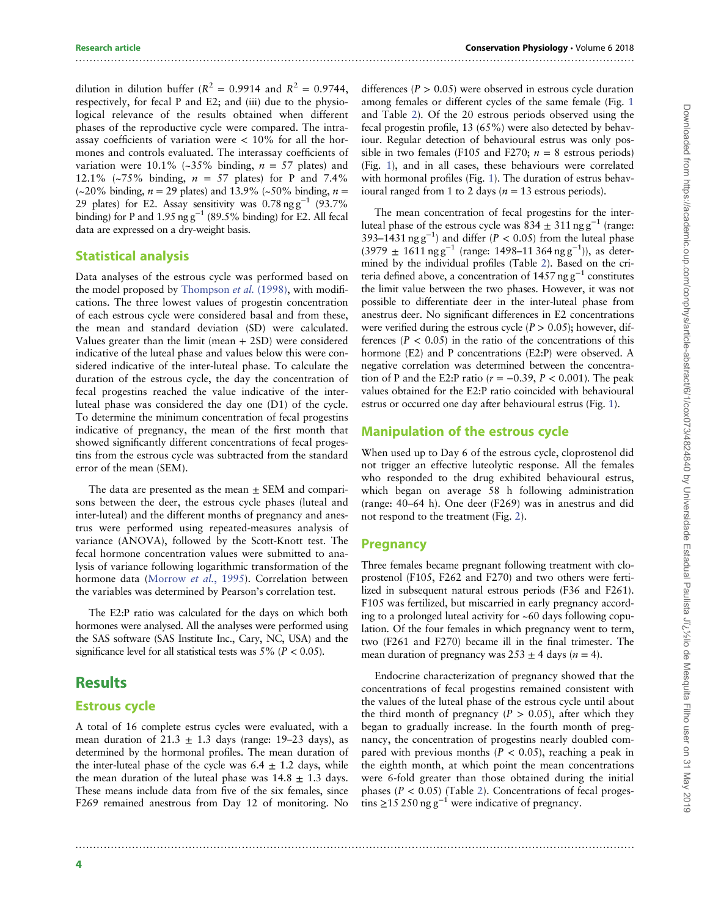dilution in dilution buffer ($R^2$ = 0.9914 and $R^2$ = 0.9744, respectively, for fecal P and E2; and (iii) due to the physiological relevance of the results obtained when different phases of the reproductive cycle were compared. The intra-assay coefficients of variation were < 10% for all the hormones and controls evaluated. The interassay coefficients of variation were 10.1% (~35% binding, $n$ = 57 plates) and 12.1% (~75% binding, $n$ = 57 plates) for P and 7.4% (~20% binding, $n$ = 29 plates) and 13.9% (~50% binding, $n$ = 29 plates) for E2. Assay sensitivity was 0.78 ng $g^{-1}$ (93.7% binding) for P and 1.95 ng $g^{-1}$ (89.5% binding) for E2. All fecal data are expressed on a dry-weight basis.

## Statistical analysis

Data analyses of the estrous cycle was performed based on the model proposed by Thompson *et al.* (1998), with modifications. The three lowest values of progestin concentration of each estrous cycle were considered basal and from these, the mean and standard deviation (SD) were calculated. Values greater than the limit (mean + 2SD) were considered indicative of the luteal phase and values below this were considered indicative of the inter-luteal phase. To calculate the duration of the estrous cycle, the day the concentration of fecal progestins reached the value indicative of the inter-luteal phase was considered the day one (D1) of the cycle. To determine the minimum concentration of fecal progestins indicative of pregnancy, the mean of the first month that showed significantly different concentrations of fecal progestins from the estrous cycle was subtracted from the standard error of the mean (SEM).

The data are presented as the mean ± SEM and comparisons between the deer, the estrous cycle phases (luteal and inter-luteal) and the different months of pregnancy and anestrus were performed using repeated-measures analysis of variance (ANOVA), followed by the Scott-Knott test. The fecal hormone concentration values were submitted to analysis of variance following logarithmic transformation of the hormone data (Morrow *et al.*, 1995). Correlation between the variables was determined by Pearson's correlation test.

The E2:P ratio was calculated for the days on which both hormones were analysed. All the analyses were performed using the SAS software (SAS Institute Inc., Cary, NC, USA) and the significance level for all statistical tests was 5% ($P$ < 0.05).

# Results

## Estrous cycle

A total of 16 complete estrus cycles were evaluated, with a mean duration of 21.3 ± 1.3 days (range: 19–23 days), as determined by the hormonal profiles. The mean duration of the inter-luteal phase of the cycle was 6.4 ± 1.2 days, while the mean duration of the luteal phase was 14.8 ± 1.3 days. These means include data from five of the six females, since F269 remained anestrous from Day 12 of monitoring. No differences ($P$ > 0.05) were observed in estrous cycle duration among females or different cycles of the same female (Fig. 1 and Table 2). Of the 20 estrous periods observed using the fecal progestin profile, 13 (65%) were also detected by behaviour. Regular detection of behavioural estrus was only possible in two females (F105 and F270; $n$ = 8 estrous periods) (Fig. 1), and in all cases, these behaviours were correlated with hormonal profiles (Fig. 1). The duration of estrus behavioural ranged from 1 to 2 days ($n$ = 13 estrous periods).

The mean concentration of fecal progestins for the inter-luteal phase of the estrous cycle was 834 ± 311 ng $g^{-1}$ (range: 393–1431 ng $g^{-1}$) and differ ($P$ < 0.05) from the luteal phase (3979 ± 1611 ng $g^{-1}$ (range: 1498–11 364 ng $g^{-1}$)), as determined by the individual profiles (Table 2). Based on the criteria defined above, a concentration of 1457 ng $g^{-1}$ constitutes the limit value between the two phases. However, it was not possible to differentiate deer in the inter-luteal phase from anestrus deer. No significant differences in E2 concentrations were verified during the estrous cycle ($P$ > 0.05); however, differences ($P$ < 0.05) in the ratio of the concentrations of this hormone (E2) and P concentrations (E2:P) were observed. A negative correlation was determined between the concentration of P and the E2:P ratio ($r$ = −0.39, $P$ < 0.001). The peak values obtained for the E2:P ratio coincided with behavioural estrus or occurred one day after behavioural estrus (Fig. 1).

## Manipulation of the estrous cycle

When used up to Day 6 of the estrous cycle, cloprostenol did not trigger an effective luteolytic response. All the females who responded to the drug exhibited behavioural estrus, which began on average 58 h following administration (range: 40–64 h). One deer (F269) was in anestrus and did not respond to the treatment (Fig. 2).

## Pregnancy

Three females became pregnant following treatment with cloprostenol (F105, F262 and F270) and two others were fertilized in subsequent natural estrous periods (F36 and F261). F105 was fertilized, but miscarried in early pregnancy according to a prolonged luteal activity for ~60 days following copulation. Of the four females in which pregnancy went to term, two (F261 and F270) became ill in the final trimester. The mean duration of pregnancy was 253 ± 4 days ($n$ = 4).

Endocrine characterization of pregnancy showed that the concentrations of fecal progestins remained consistent with the values of the luteal phase of the estrous cycle until about the third month of pregnancy ($P$ > 0.05), after which they began to gradually increase. In the fourth month of pregnancy, the concentration of progestins nearly doubled compared with previous months ($P$ < 0.05), reaching a peak in the eighth month, at which point the mean concentrations were 6-fold greater than those obtained during the initial phases ($P$ < 0.05) (Table 2). Concentrations of fecal progestins ≥15 250 ng $g^{-1}$ were indicative of pregnancy.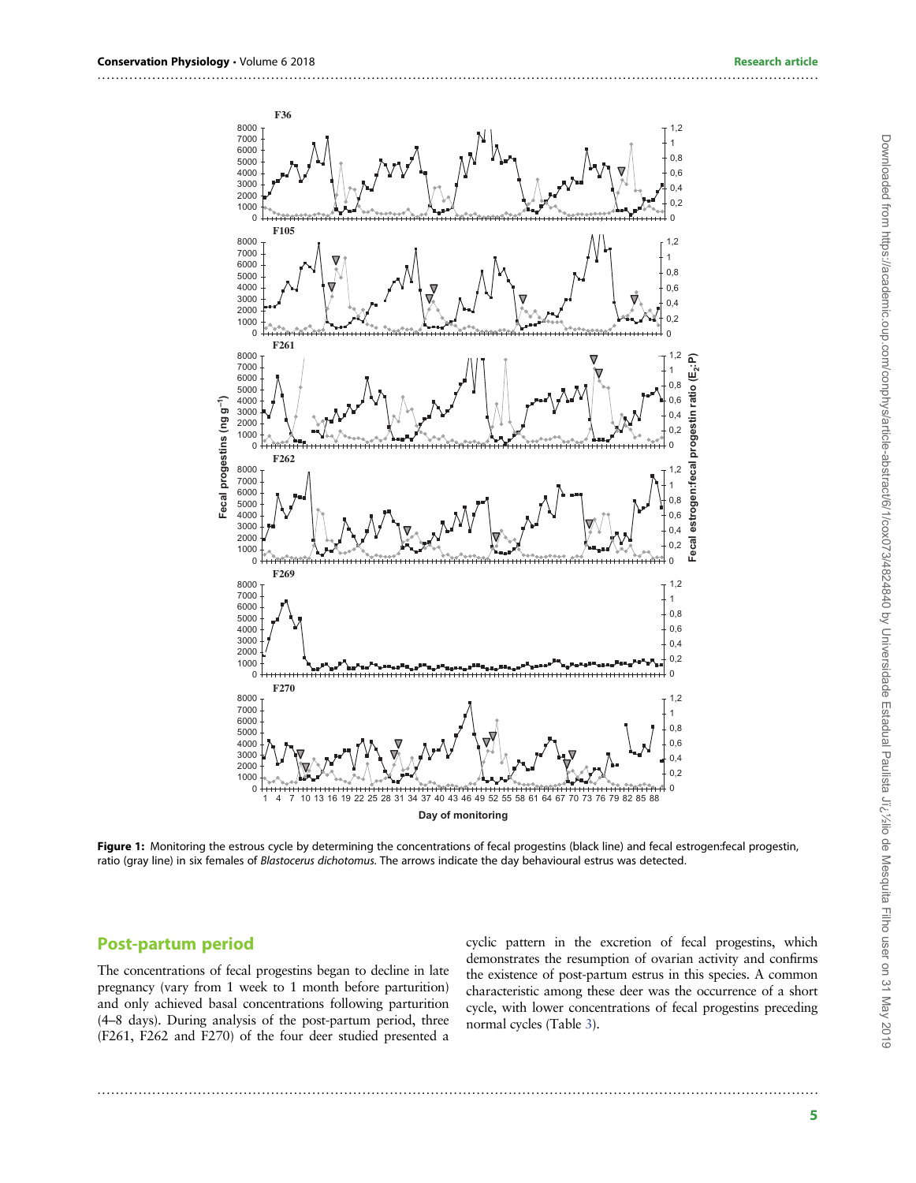**Figure 1:** Monitoring the estrous cycle by determining the concentrations of fecal progestins (black line) and fecal estrogen:fecal progestin, ratio (gray line) in six females of *Blastocerus dichotomus*. The arrows indicate the day behavioural estrus was detected.

## Post-partum period

The concentrations of fecal progestins began to decline in late pregnancy (vary from 1 week to 1 month before parturition) and only achieved basal concentrations following parturition (4–8 days). During analysis of the post-partum period, three (F261, F262 and F270) of the four deer studied presented a cyclic pattern in the excretion of fecal progestins, which demonstrates the resumption of ovarian activity and confirms the existence of post-partum estrus in this species. A common characteristic among these deer was the occurrence of a short cycle, with lower concentrations of fecal progestins preceding normal cycles (Table 3).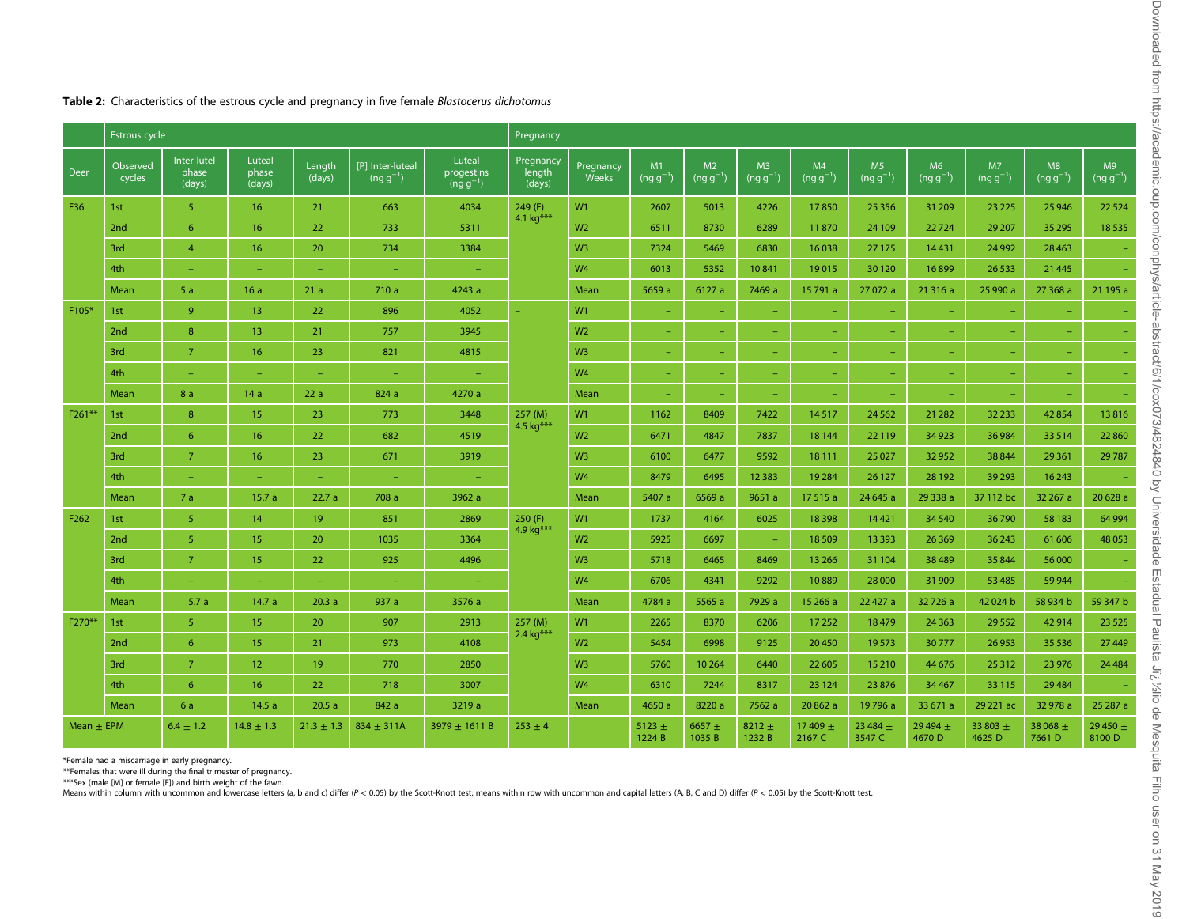**Table 2:** Characteristics of the estrous cycle and pregnancy in five female *Blastocerus dichotomus*

| | Estrous cycle | | | | | | Pregnancy | | | | | | | | | | | |
|---|---|---|---|---|---|---|---|---|---|---|---|---|---|---|---|---|---|---|
| Deer | Observed cycles | Inter-lutel phase (days) | Luteal phase (days) | Length (days) | [P] Inter-luteal ($ng\ g^{-1}$) | Luteal progestins ($ng\ g^{-1}$) | Pregnancy length (days) | Pregnancy Weeks | M1 ($ng\ g^{-1}$) | M2 ($ng\ g^{-1}$) | M3 ($ng\ g^{-1}$) | M4 ($ng\ g^{-1}$) | M5 ($ng\ g^{-1}$) | M6 ($ng\ g^{-1}$) | M7 ($ng\ g^{-1}$) | M8 ($ng\ g^{-1}$) | M9 ($ng\ g^{-1}$) |
| F36 | 1st | 5 | 16 | 21 | 663 | 4034 | 249 (F) 4.1 kg*** | W1 | 2607 | 5013 | 4226 | 17 850 | 25 356 | 31 209 | 23 225 | 25 946 | 22 524 |
| | 2nd | 6 | 16 | 22 | 733 | 5311 | | W2 | 6511 | 8730 | 6289 | 11 870 | 24 109 | 22 724 | 29 207 | 35 295 | 18 535 |
| | 3rd | 4 | 16 | 20 | 734 | 3384 | | W3 | 7324 | 5469 | 6830 | 16 038 | 27 175 | 14 431 | 24 992 | 28 463 | – |
| | 4th | – | – | – | – | – | | W4 | 6013 | 5352 | 10 841 | 19 015 | 30 120 | 16 899 | 26 533 | 21 445 | – |
| | Mean | 5 a | 16 a | 21 a | 710 a | 4243 a | | Mean | 5659 a | 6127 a | 7469 a | 15 791 a | 27 072 a | 21 316 a | 25 990 a | 27 368 a | 21 195 a |
| F105* | 1st | 9 | 13 | 22 | 896 | 4052 | – | W1 | – | – | – | – | – | – | – | – | – |
| | 2nd | 8 | 13 | 21 | 757 | 3945 | | W2 | – | – | – | – | – | – | – | – | – |
| | 3rd | 7 | 16 | 23 | 821 | 4815 | | W3 | – | – | – | – | – | – | – | – | – |
| | 4th | – | – | – | – | – | | W4 | – | – | – | – | – | – | – | – | – |
| | Mean | 8 a | 14 a | 22 a | 824 a | 4270 a | | Mean | – | – | – | – | – | – | – | – | – |
| F261** | 1st | 8 | 15 | 23 | 773 | 3448 | 257 (M) 4.5 kg*** | W1 | 1162 | 8409 | 7422 | 14 517 | 24 562 | 21 282 | 32 233 | 42 854 | 13 816 |
| | 2nd | 6 | 16 | 22 | 682 | 4519 | | W2 | 6471 | 4847 | 7837 | 18 144 | 22 119 | 34 923 | 36 984 | 33 514 | 22 860 |
| | 3rd | 7 | 16 | 23 | 671 | 3919 | | W3 | 6100 | 6477 | 9592 | 18 111 | 25 027 | 32 952 | 38 844 | 29 361 | 29 787 |
| | 4th | – | – | – | – | – | | W4 | 8479 | 6495 | 12 383 | 19 284 | 26 127 | 28 192 | 39 293 | 16 243 | – |
| | Mean | 7 a | 15.7 a | 22.7 a | 708 a | 3962 a | | Mean | 5407 a | 6569 a | 9651 a | 17 515 a | 24 645 a | 29 338 a | 37 112 bc | 32 267 a | 20 628 a |
| F262 | 1st | 5 | 14 | 19 | 851 | 2869 | 250 (F) 4.9 kg*** | W1 | 1737 | 4164 | 6025 | 18 398 | 14 421 | 34 540 | 36 790 | 58 183 | 64 994 |
| | 2nd | 5 | 15 | 20 | 1035 | 3364 | | W2 | 5925 | 6697 | – | 18 509 | 13 393 | 26 369 | 36 243 | 61 606 | 48 053 |
| | 3rd | 7 | 15 | 22 | 925 | 4496 | | W3 | 5718 | 6465 | 8469 | 13 266 | 31 104 | 38 489 | 35 844 | 56 000 | – |
| | 4th | – | – | – | – | – | | W4 | 6706 | 4341 | 9292 | 10 889 | 28 000 | 31 909 | 53 485 | 59 944 | – |
| | Mean | 5.7 a | 14.7 a | 20.3 a | 937 a | 3576 a | | Mean | 4784 a | 5565 a | 7929 a | 15 266 a | 22 427 a | 32 726 a | 42 024 b | 58 934 b | 59 347 b |
| F270** | 1st | 5 | 15 | 20 | 907 | 2913 | 257 (M) 2.4 kg*** | W1 | 2265 | 8370 | 6206 | 17 252 | 18 479 | 24 363 | 29 552 | 42 914 | 23 525 |
| | 2nd | 6 | 15 | 21 | 973 | 4108 | | W2 | 5454 | 6998 | 9125 | 20 450 | 19 573 | 30 777 | 26 953 | 35 536 | 27 449 |
| | 3rd | 7 | 12 | 19 | 770 | 2850 | | W3 | 5760 | 10 264 | 6440 | 22 605 | 15 210 | 44 676 | 25 312 | 23 976 | 24 484 |
| | 4th | 6 | 16 | 22 | 718 | 3007 | | W4 | 6310 | 7244 | 8317 | 23 124 | 23 876 | 34 467 | 33 115 | 29 484 | – |
| | Mean | 6 a | 14.5 a | 20.5 a | 842 a | 3219 a | | Mean | 4650 a | 8220 a | 7562 a | 20 862 a | 19 796 a | 33 671 a | 29 221 ac | 32 978 a | 25 287 a |
| Mean ± EPM | | 6.4 ± 1.2 | 14.8 ± 1.3 | 21.3 ± 1.3 | 834 ± 311A | 3979 ± 1611 B | 253 ± 4 | | 5123 ± 1224 B | 6657 ± 1035 B | 8212 ± 1232 B | 17 409 ± 2167 C | 23 484 ± 3547 C | 29 494 ± 4670 D | 33 803 ± 4625 D | 38 068 ± 7661 D | 29 450 ± 8100 D |

*Female had a miscarriage in early pregnancy.
**Females that were ill during the final trimester of pregnancy.
***Sex (male [M] or female [F]) and birth weight of the fawn.
Means within column with uncommon and lowercase letters (a, b and c) differ ($P < 0.05$) by the Scott-Knott test; means within row with uncommon and capital letters (A, B, C and D) differ ($P < 0.05$) by the Scott-Knott test.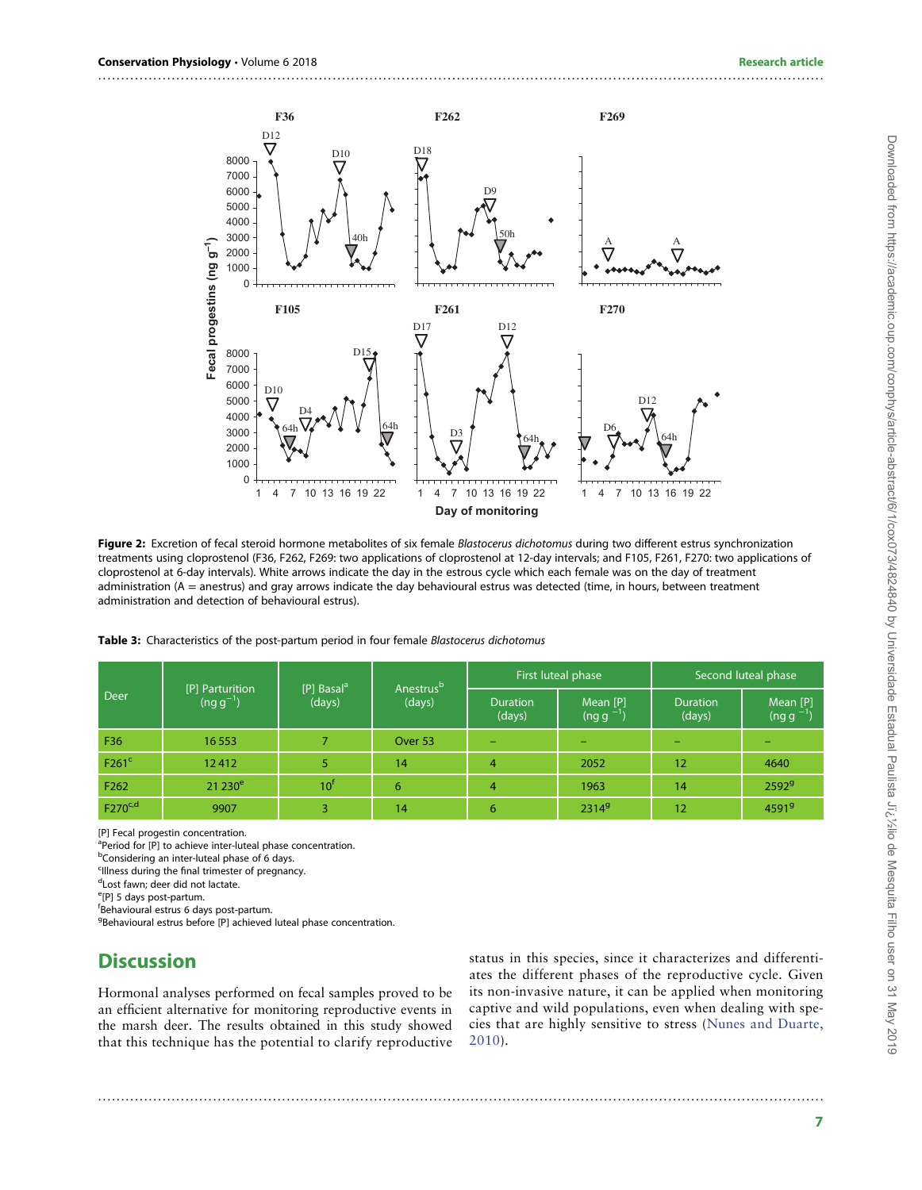**Figure 2:** Excretion of fecal steroid hormone metabolites of six female *Blastocerus dichotomus* during two different estrus synchronization treatments using cloprostenol (F36, F262, F269: two applications of cloprostenol at 12-day intervals; and F105, F261, F270: two applications of cloprostenol at 6-day intervals). White arrows indicate the day in the estrous cycle which each female was on the day of treatment administration (A = anestrus) and gray arrows indicate the day behavioural estrus was detected (time, in hours, between treatment administration and detection of behavioural estrus).

**Table 3:** Characteristics of the post-partum period in four female *Blastocerus dichotomus*

| Deer | [P] Parturition ($ng\ g^{-1}$) | [P] Basal[a] (days) | Anestrus[b] (days) | First luteal phase | | Second luteal phase | |
|---|---|---|---|---|---|---|---|
| | | | | Duration (days) | Mean [P] ($ng\ g^{-1}$) | Duration (days) | Mean [P] ($ng\ g^{-1}$) |
| F36 | 16 553 | 7 | Over 53 | – | – | – | – |
| F261[c] | 12 412 | 5 | 14 | 4 | 2052 | 12 | 4640 |
| F262 | 21 230[e] | 10[f] | 6 | 4 | 1963 | 14 | 2592[g] |
| F270[c,d] | 9907 | 3 | 14 | 6 | 2314[g] | 12 | 4591[g] |

[P] Fecal progestin concentration.
[a]Period for [P] to achieve inter-luteal phase concentration.
[b]Considering an inter-luteal phase of 6 days.
[c]Illness during the final trimester of pregnancy.
[d]Lost fawn; deer did not lactate.
[e][P] 5 days post-partum.
[f]Behavioural estrus 6 days post-partum.
[g]Behavioural estrus before [P] achieved luteal phase concentration.

## Discussion

Hormonal analyses performed on fecal samples proved to be an efficient alternative for monitoring reproductive events in the marsh deer. The results obtained in this study showed that this technique has the potential to clarify reproductive status in this species, since it characterizes and differentiates the different phases of the reproductive cycle. Given its non-invasive nature, it can be applied when monitoring captive and wild populations, even when dealing with species that are highly sensitive to stress (Nunes and Duarte, 2010).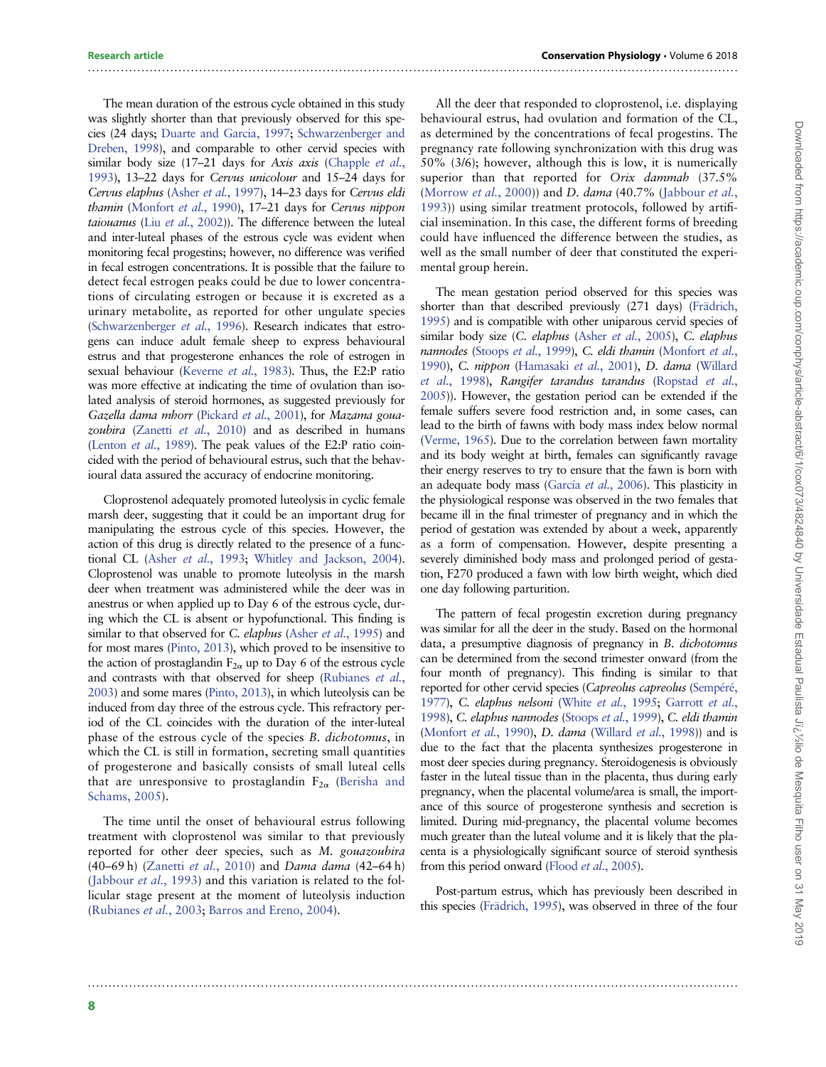The mean duration of the estrous cycle obtained in this study was slightly shorter than that previously observed for this species (24 days; Duarte and Garcia, 1997; Schwarzenberger and Dreben, 1998), and comparable to other cervid species with similar body size (17–21 days for *Axis axis* (Chapple *et al.*, 1993), 13–22 days for *Cervus unicolour* and 15–24 days for *Cervus elaphus* (Asher *et al.*, 1997), 14–23 days for *Cervus eldi thamin* (Monfort *et al.*, 1990), 17–21 days for *Cervus nippon taiouanus* (Liu *et al.*, 2002)). The difference between the luteal and inter-luteal phases of the estrous cycle was evident when monitoring fecal progestins; however, no difference was verified in fecal estrogen concentrations. It is possible that the failure to detect fecal estrogen peaks could be due to lower concentrations of circulating estrogen or because it is excreted as a urinary metabolite, as reported for other ungulate species (Schwarzenberger *et al.*, 1996). Research indicates that estrogens can induce adult female sheep to express behavioural estrus and that progesterone enhances the role of estrogen in sexual behaviour (Keverne *et al.*, 1983). Thus, the E2:P ratio was more effective at indicating the time of ovulation than isolated analysis of steroid hormones, as suggested previously for *Gazella dama mhorr* (Pickard *et al.*, 2001), for *Mazama gouazoubira* (Zanetti *et al.*, 2010) and as described in humans (Lenton *et al.*, 1989). The peak values of the E2:P ratio coincided with the period of behavioural estrus, such that the behavioural data assured the accuracy of endocrine monitoring.

Cloprostenol adequately promoted luteolysis in cyclic female marsh deer, suggesting that it could be an important drug for manipulating the estrous cycle of this species. However, the action of this drug is directly related to the presence of a functional CL (Asher *et al.*, 1993; Whitley and Jackson, 2004). Cloprostenol was unable to promote luteolysis in the marsh deer when treatment was administered while the deer was in anestrus or when applied up to Day 6 of the estrous cycle, during which the CL is absent or hypofunctional. This finding is similar to that observed for *C. elaphus* (Asher *et al.*, 1995) and for most mares (Pinto, 2013), which proved to be insensitive to the action of prostaglandin $F_{2\alpha}$ up to Day 6 of the estrous cycle and contrasts with that observed for sheep (Rubianes *et al.*, 2003) and some mares (Pinto, 2013), in which luteolysis can be induced from day three of the estrous cycle. This refractory period of the CL coincides with the duration of the inter-luteal phase of the estrous cycle of the species *B. dichotomus*, in which the CL is still in formation, secreting small quantities of progesterone and basically consists of small luteal cells that are unresponsive to prostaglandin $F_{2\alpha}$ (Berisha and Schams, 2005).

The time until the onset of behavioural estrus following treatment with cloprostenol was similar to that previously reported for other deer species, such as *M. gouazoubira* (40–69 h) (Zanetti *et al.*, 2010) and *Dama dama* (42–64 h) (Jabbour *et al.*, 1993) and this variation is related to the follicular stage present at the moment of luteolysis induction (Rubianes *et al.*, 2003; Barros and Ereno, 2004).

All the deer that responded to cloprostenol, i.e. displaying behavioural estrus, had ovulation and formation of the CL, as determined by the concentrations of fecal progestins. The pregnancy rate following synchronization with this drug was 50% (3/6); however, although this is low, it is numerically superior than that reported for *Orix dammah* (37.5% (Morrow *et al.*, 2000)) and *D. dama* (40.7% (Jabbour *et al.*, 1993)) using similar treatment protocols, followed by artificial insemination. In this case, the different forms of breeding could have influenced the difference between the studies, as well as the small number of deer that constituted the experimental group herein.

The mean gestation period observed for this species was shorter than that described previously (271 days) (Frädrich, 1995) and is compatible with other uniparous cervid species of similar body size (*C. elaphus* (Asher *et al.*, 2005), *C. elaphus nannodes* (Stoops *et al.*, 1999), *C. eldi thamin* (Monfort *et al.*, 1990), *C. nippon* (Hamasaki *et al.*, 2001), *D. dama* (Willard *et al.*, 1998), *Rangifer tarandus tarandus* (Ropstad *et al.*, 2005)). However, the gestation period can be extended if the female suffers severe food restriction and, in some cases, can lead to the birth of fawns with body mass index below normal (Verme, 1965). Due to the correlation between fawn mortality and its body weight at birth, females can significantly ravage their energy reserves to try to ensure that the fawn is born with an adequate body mass (García *et al.*, 2006). This plasticity in the physiological response was observed in the two females that became ill in the final trimester of pregnancy and in which the period of gestation was extended by about a week, apparently as a form of compensation. However, despite presenting a severely diminished body mass and prolonged period of gestation, F270 produced a fawn with low birth weight, which died one day following parturition.

The pattern of fecal progestin excretion during pregnancy was similar for all the deer in the study. Based on the hormonal data, a presumptive diagnosis of pregnancy in *B. dichotomus* can be determined from the second trimester onward (from the four month of pregnancy). This finding is similar to that reported for other cervid species (*Capreolus capreolus* (Sempéré, 1977), *C. elaphus nelsoni* (White *et al.*, 1995; Garrott *et al.*, 1998), *C. elaphus nannodes* (Stoops *et al.*, 1999), *C. eldi thamin* (Monfort *et al.*, 1990), *D. dama* (Willard *et al.*, 1998)) and is due to the fact that the placenta synthesizes progesterone in most deer species during pregnancy. Steroidogenesis is obviously faster in the luteal tissue than in the placenta, thus during early pregnancy, when the placental volume/area is small, the importance of this source of progesterone synthesis and secretion is limited. During mid-pregnancy, the placental volume becomes much greater than the luteal volume and it is likely that the placenta is a physiologically significant source of steroid synthesis from this period onward (Flood *et al.*, 2005).

Post-partum estrus, which has previously been described in this species (Frädrich, 1995), was observed in three of the four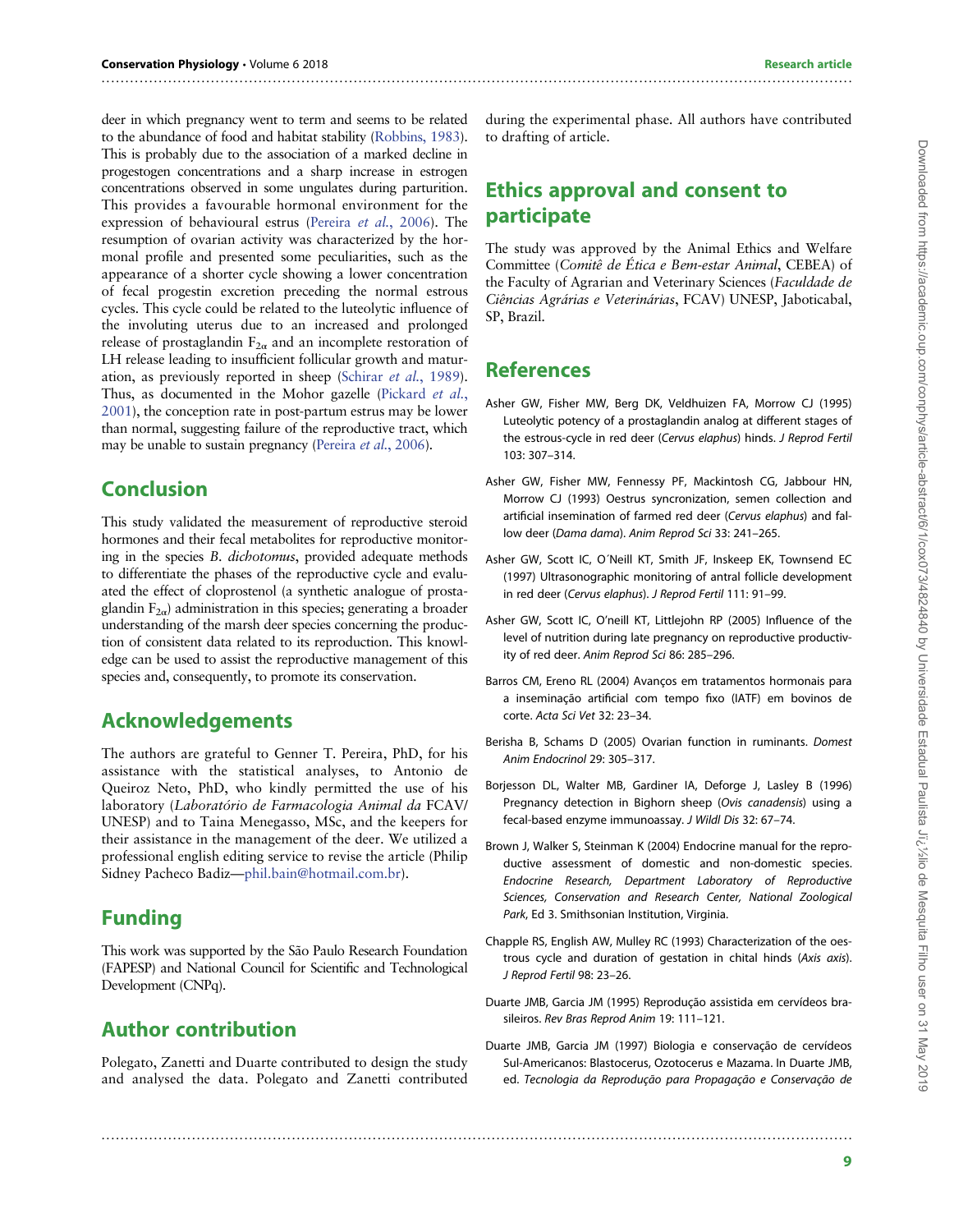deer in which pregnancy went to term and seems to be related to the abundance of food and habitat stability (Robbins, 1983). This is probably due to the association of a marked decline in progestogen concentrations and a sharp increase in estrogen concentrations observed in some ungulates during parturition. This provides a favourable hormonal environment for the expression of behavioural estrus (Pereira *et al.*, 2006). The resumption of ovarian activity was characterized by the hormonal profile and presented some peculiarities, such as the appearance of a shorter cycle showing a lower concentration of fecal progestin excretion preceding the normal estrous cycles. This cycle could be related to the luteolytic influence of the involuting uterus due to an increased and prolonged release of prostaglandin $F_{2\alpha}$ and an incomplete restoration of LH release leading to insufficient follicular growth and maturation, as previously reported in sheep (Schirar *et al.*, 1989). Thus, as documented in the Mohor gazelle (Pickard *et al.*, 2001), the conception rate in post-partum estrus may be lower than normal, suggesting failure of the reproductive tract, which may be unable to sustain pregnancy (Pereira *et al.*, 2006).

## Conclusion

This study validated the measurement of reproductive steroid hormones and their fecal metabolites for reproductive monitoring in the species *B. dichotomus*, provided adequate methods to differentiate the phases of the reproductive cycle and evaluated the effect of cloprostenol (a synthetic analogue of prostaglandin $F_{2\alpha}$) administration in this species; generating a broader understanding of the marsh deer species concerning the production of consistent data related to its reproduction. This knowledge can be used to assist the reproductive management of this species and, consequently, to promote its conservation.

## Acknowledgements

The authors are grateful to Genner T. Pereira, PhD, for his assistance with the statistical analyses, to Antonio de Queiroz Neto, PhD, who kindly permitted the use of his laboratory (*Laboratório de Farmacologia Animal da* FCAV/UNESP) and to Taina Menegasso, MSc, and the keepers for their assistance in the management of the deer. We utilized a professional english editing service to revise the article (Philip Sidney Pacheco Badiz—phil.bain@hotmail.com.br).

## Funding

This work was supported by the São Paulo Research Foundation (FAPESP) and National Council for Scientific and Technological Development (CNPq).

## Author contribution

Polegato, Zanetti and Duarte contributed to design the study and analysed the data. Polegato and Zanetti contributed during the experimental phase. All authors have contributed to drafting of article.

## Ethics approval and consent to participate

The study was approved by the Animal Ethics and Welfare Committee (*Comitê de Ética e Bem-estar Animal*, CEBEA) of the Faculty of Agrarian and Veterinary Sciences (*Faculdade de Ciências Agrárias e Veterinárias*, FCAV) UNESP, Jaboticabal, SP, Brazil.

## References

Asher GW, Fisher MW, Berg DK, Veldhuizen FA, Morrow CJ (1995) Luteolytic potency of a prostaglandin analog at different stages of the estrous-cycle in red deer (*Cervus elaphus*) hinds. *J Reprod Fertil* 103: 307–314.

Asher GW, Fisher MW, Fennessy PF, Mackintosh CG, Jabbour HN, Morrow CJ (1993) Oestrus syncronization, semen collection and artificial insemination of farmed red deer (*Cervus elaphus*) and fallow deer (*Dama dama*). *Anim Reprod Sci* 33: 241–265.

Asher GW, Scott IC, O´Neill KT, Smith JF, Inskeep EK, Townsend EC (1997) Ultrasonographic monitoring of antral follicle development in red deer (*Cervus elaphus*). *J Reprod Fertil* 111: 91–99.

Asher GW, Scott IC, O'neill KT, Littlejohn RP (2005) Influence of the level of nutrition during late pregnancy on reproductive productivity of red deer. *Anim Reprod Sci* 86: 285–296.

Barros CM, Ereno RL (2004) Avanços em tratamentos hormonais para a inseminação artificial com tempo fixo (IATF) em bovinos de corte. *Acta Sci Vet* 32: 23–34.

Berisha B, Schams D (2005) Ovarian function in ruminants. *Domest Anim Endocrinol* 29: 305–317.

Borjesson DL, Walter MB, Gardiner IA, Deforge J, Lasley B (1996) Pregnancy detection in Bighorn sheep (*Ovis canadensis*) using a fecal-based enzyme immunoassay. *J Wildl Dis* 32: 67–74.

Brown J, Walker S, Steinman K (2004) Endocrine manual for the reproductive assessment of domestic and non-domestic species. *Endocrine Research, Department Laboratory of Reproductive Sciences, Conservation and Research Center, National Zoological Park*, Ed 3. Smithsonian Institution, Virginia.

Chapple RS, English AW, Mulley RC (1993) Characterization of the oestrous cycle and duration of gestation in chital hinds (*Axis axis*). *J Reprod Fertil* 98: 23–26.

Duarte JMB, Garcia JM (1995) Reprodução assistida em cervídeos brasileiros. *Rev Bras Reprod Anim* 19: 111–121.

Duarte JMB, Garcia JM (1997) Biologia e conservação de cervídeos Sul-Americanos: Blastocerus, Ozotocerus e Mazama. In Duarte JMB, ed. *Tecnologia da Reprodução para Propagação e Conservação de*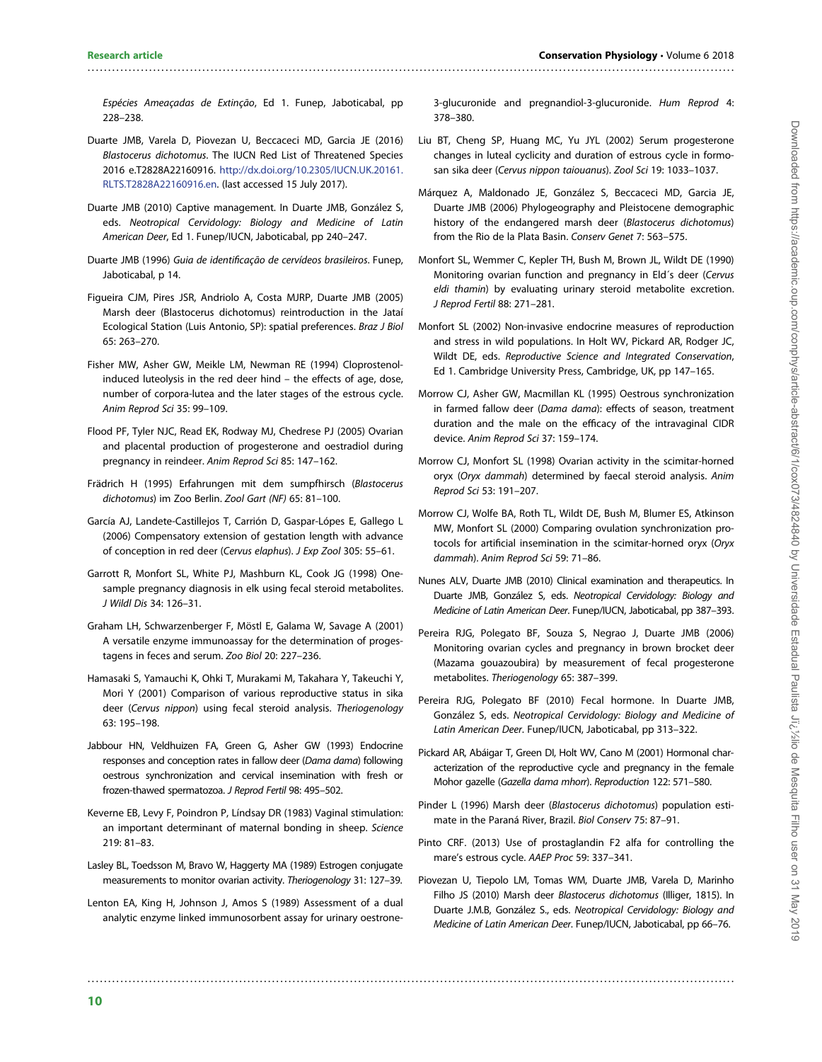Espécies Ameaçadas de Extinção, Ed 1. Funep, Jaboticabal, pp 228–238.

Duarte JMB, Varela D, Piovezan U, Beccaceci MD, Garcia JE (2016) *Blastocerus dichotomus*. The IUCN Red List of Threatened Species 2016 e.T2828A22160916. http://dx.doi.org/10.2305/IUCN.UK.20161.RLTS.T2828A22160916.en. (last accessed 15 July 2017).

Duarte JMB (2010) Captive management. In Duarte JMB, González S, eds. *Neotropical Cervidology: Biology and Medicine of Latin American Deer*, Ed 1. Funep/IUCN, Jaboticabal, pp 240–247.

Duarte JMB (1996) *Guia de identificação de cervídeos brasileiros*. Funep, Jaboticabal, p 14.

Figueira CJM, Pires JSR, Andriolo A, Costa MJRP, Duarte JMB (2005) Marsh deer (Blastocerus dichotomus) reintroduction in the Jataí Ecological Station (Luis Antonio, SP): spatial preferences. *Braz J Biol* 65: 263–270.

Fisher MW, Asher GW, Meikle LM, Newman RE (1994) Cloprostenol-induced luteolysis in the red deer hind – the effects of age, dose, number of corpora-lutea and the later stages of the estrous cycle. *Anim Reprod Sci* 35: 99–109.

Flood PF, Tyler NJC, Read EK, Rodway MJ, Chedrese PJ (2005) Ovarian and placental production of progesterone and oestradiol during pregnancy in reindeer. *Anim Reprod Sci* 85: 147–162.

Frädrich H (1995) Erfahrungen mit dem sumpfhirsch (*Blastocerus dichotomus*) im Zoo Berlin. *Zool Gart (NF)* 65: 81–100.

García AJ, Landete-Castillejos T, Carrión D, Gaspar-Lópes E, Gallego L (2006) Compensatory extension of gestation length with advance of conception in red deer (*Cervus elaphus*). *J Exp Zool* 305: 55–61.

Garrott R, Monfort SL, White PJ, Mashburn KL, Cook JG (1998) One-sample pregnancy diagnosis in elk using fecal steroid metabolites. *J Wildl Dis* 34: 126–31.

Graham LH, Schwarzenberger F, Möstl E, Galama W, Savage A (2001) A versatile enzyme immunoassay for the determination of progestagens in feces and serum. *Zoo Biol* 20: 227–236.

Hamasaki S, Yamauchi K, Ohki T, Murakami M, Takahara Y, Takeuchi Y, Mori Y (2001) Comparison of various reproductive status in sika deer (*Cervus nippon*) using fecal steroid analysis. *Theriogenology* 63: 195–198.

Jabbour HN, Veldhuizen FA, Green G, Asher GW (1993) Endocrine responses and conception rates in fallow deer (*Dama dama*) following oestrous synchronization and cervical insemination with fresh or frozen-thawed spermatozoa. *J Reprod Fertil* 98: 495–502.

Keverne EB, Levy F, Poindron P, Líndsay DR (1983) Vaginal stimulation: an important determinant of maternal bonding in sheep. *Science* 219: 81–83.

Lasley BL, Toedsson M, Bravo W, Haggerty MA (1989) Estrogen conjugate measurements to monitor ovarian activity. *Theriogenology* 31: 127–39.

Lenton EA, King H, Johnson J, Amos S (1989) Assessment of a dual analytic enzyme linked immunosorbent assay for urinary oestrone-3-glucuronide and pregnandiol-3-glucuronide. *Hum Reprod* 4: 378–380.

Liu BT, Cheng SP, Huang MC, Yu JYL (2002) Serum progesterone changes in luteal cyclicity and duration of estrous cycle in formosan sika deer (*Cervus nippon taiouanus*). *Zool Sci* 19: 1033–1037.

Márquez A, Maldonado JE, González S, Beccaceci MD, Garcia JE, Duarte JMB (2006) Phylogeography and Pleistocene demographic history of the endangered marsh deer (*Blastocerus dichotomus*) from the Rio de la Plata Basin. *Conserv Genet* 7: 563–575.

Monfort SL, Wemmer C, Kepler TH, Bush M, Brown JL, Wildt DE (1990) Monitoring ovarian function and pregnancy in Eld´s deer (*Cervus eldi thamin*) by evaluating urinary steroid metabolite excretion. *J Reprod Fertil* 88: 271–281.

Monfort SL (2002) Non-invasive endocrine measures of reproduction and stress in wild populations. In Holt WV, Pickard AR, Rodger JC, Wildt DE, eds. *Reproductive Science and Integrated Conservation*, Ed 1. Cambridge University Press, Cambridge, UK, pp 147–165.

Morrow CJ, Asher GW, Macmillan KL (1995) Oestrous synchronization in farmed fallow deer (*Dama dama*): effects of season, treatment duration and the male on the efficacy of the intravaginal CIDR device. *Anim Reprod Sci* 37: 159–174.

Morrow CJ, Monfort SL (1998) Ovarian activity in the scimitar-horned oryx (*Oryx dammah*) determined by faecal steroid analysis. *Anim Reprod Sci* 53: 191–207.

Morrow CJ, Wolfe BA, Roth TL, Wildt DE, Bush M, Blumer ES, Atkinson MW, Monfort SL (2000) Comparing ovulation synchronization protocols for artificial insemination in the scimitar-horned oryx (*Oryx dammah*). *Anim Reprod Sci* 59: 71–86.

Nunes ALV, Duarte JMB (2010) Clinical examination and therapeutics. In Duarte JMB, González S, eds. *Neotropical Cervidology: Biology and Medicine of Latin American Deer*. Funep/IUCN, Jaboticabal, pp 387–393.

Pereira RJG, Polegato BF, Souza S, Negrao J, Duarte JMB (2006) Monitoring ovarian cycles and pregnancy in brown brocket deer (Mazama gouazoubira) by measurement of fecal progesterone metabolites. *Theriogenology* 65: 387–399.

Pereira RJG, Polegato BF (2010) Fecal hormone. In Duarte JMB, González S, eds. *Neotropical Cervidology: Biology and Medicine of Latin American Deer*. Funep/IUCN, Jaboticabal, pp 313–322.

Pickard AR, Abáigar T, Green DI, Holt WV, Cano M (2001) Hormonal characterization of the reproductive cycle and pregnancy in the female Mohor gazelle (*Gazella dama mhorr*). *Reproduction* 122: 571–580.

Pinder L (1996) Marsh deer (*Blastocerus dichotomus*) population estimate in the Paraná River, Brazil. *Biol Conserv* 75: 87–91.

Pinto CRF. (2013) Use of prostaglandin F2 alfa for controlling the mare's estrous cycle. *AAEP Proc* 59: 337–341.

Piovezan U, Tiepolo LM, Tomas WM, Duarte JMB, Varela D, Marinho Filho JS (2010) Marsh deer *Blastocerus dichotomus* (Illiger, 1815). In Duarte J.M.B, González S., eds. *Neotropical Cervidology: Biology and Medicine of Latin American Deer*. Funep/IUCN, Jaboticabal, pp 66–76.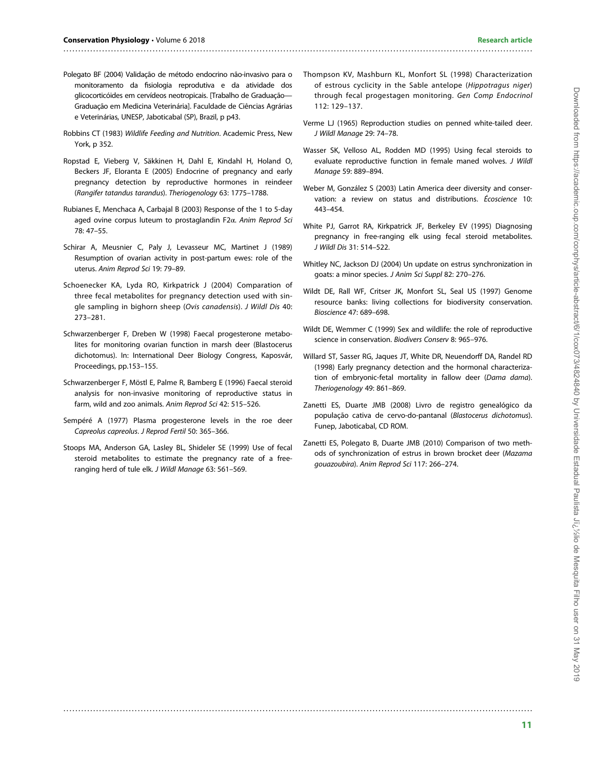Polegato BF (2004) Validação de método endocrino não-invasivo para o monitoramento da fisiologia reprodutiva e da atividade dos glicocorticóides em cervídeos neotropicais. [Trabalho de Graduação—Graduação em Medicina Veterinária]. Faculdade de Ciências Agrárias e Veterinárias, UNESP, Jaboticabal (SP), Brazil, p p43.

Robbins CT (1983) *Wildlife Feeding and Nutrition*. Academic Press, New York, p 352.

Ropstad E, Vieberg V, Säkkinen H, Dahl E, Kindahl H, Holand O, Beckers JF, Eloranta E (2005) Endocrine of pregnancy and early pregnancy detection by reproductive hormones in reindeer (*Rangifer tatandus tarandus*). *Theriogenology* 63: 1775–1788.

Rubianes E, Menchaca A, Carbajal B (2003) Response of the 1 to 5-day aged ovine corpus luteum to prostaglandin F2α. *Anim Reprod Sci* 78: 47–55.

Schirar A, Meusnier C, Paly J, Levasseur MC, Martinet J (1989) Resumption of ovarian activity in post-partum ewes: role of the uterus. *Anim Reprod Sci* 19: 79–89.

Schoenecker KA, Lyda RO, Kirkpatrick J (2004) Comparation of three fecal metabolites for pregnancy detection used with single sampling in bighorn sheep (*Ovis canadensis*). *J Wildl Dis* 40: 273–281.

Schwarzenberger F, Dreben W (1998) Faecal progesterone metabolites for monitoring ovarian function in marsh deer (Blastocerus dichotomus). In: International Deer Biology Congress, Kaposvár, Proceedings, pp.153–155.

Schwarzenberger F, Möstl E, Palme R, Bamberg E (1996) Faecal steroid analysis for non-invasive monitoring of reproductive status in farm, wild and zoo animals. *Anim Reprod Sci* 42: 515–526.

Sempéré A (1977) Plasma progesterone levels in the roe deer *Capreolus capreolus*. *J Reprod Fertil* 50: 365–366.

Stoops MA, Anderson GA, Lasley BL, Shideler SE (1999) Use of fecal steroid metabolites to estimate the pregnancy rate of a free-ranging herd of tule elk. *J Wildl Manage* 63: 561–569.

Thompson KV, Mashburn KL, Monfort SL (1998) Characterization of estrous cyclicity in the Sable antelope (*Hippotragus niger*) through fecal progestagen monitoring. *Gen Comp Endocrinol* 112: 129–137.

Verme LJ (1965) Reproduction studies on penned white-tailed deer. *J Wildl Manage* 29: 74–78.

Wasser SK, Velloso AL, Rodden MD (1995) Using fecal steroids to evaluate reproductive function in female maned wolves. *J Wildl Manage* 59: 889–894.

Weber M, González S (2003) Latin America deer diversity and conservation: a review on status and distributions. *Écoscience* 10: 443–454.

White PJ, Garrot RA, Kirkpatrick JF, Berkeley EV (1995) Diagnosing pregnancy in free-ranging elk using fecal steroid metabolites. *J Wildl Dis* 31: 514–522.

Whitley NC, Jackson DJ (2004) Un update on estrus synchronization in goats: a minor species. *J Anim Sci Suppl* 82: 270–276.

Wildt DE, Rall WF, Critser JK, Monfort SL, Seal US (1997) Genome resource banks: living collections for biodiversity conservation. *Bioscience* 47: 689–698.

Wildt DE, Wemmer C (1999) Sex and wildlife: the role of reproductive science in conservation. *Biodivers Conserv* 8: 965–976.

Willard ST, Sasser RG, Jaques JT, White DR, Neuendorff DA, Randel RD (1998) Early pregnancy detection and the hormonal characterization of embryonic-fetal mortality in fallow deer (*Dama dama*). *Theriogenology* 49: 861–869.

Zanetti ES, Duarte JMB (2008) Livro de registro genealógico da população cativa de cervo-do-pantanal (*Blastocerus dichotomus*). Funep, Jaboticabal, CD ROM.

Zanetti ES, Polegato B, Duarte JMB (2010) Comparison of two methods of synchronization of estrus in brown brocket deer (*Mazama gouazoubira*). *Anim Reprod Sci* 117: 266–274.